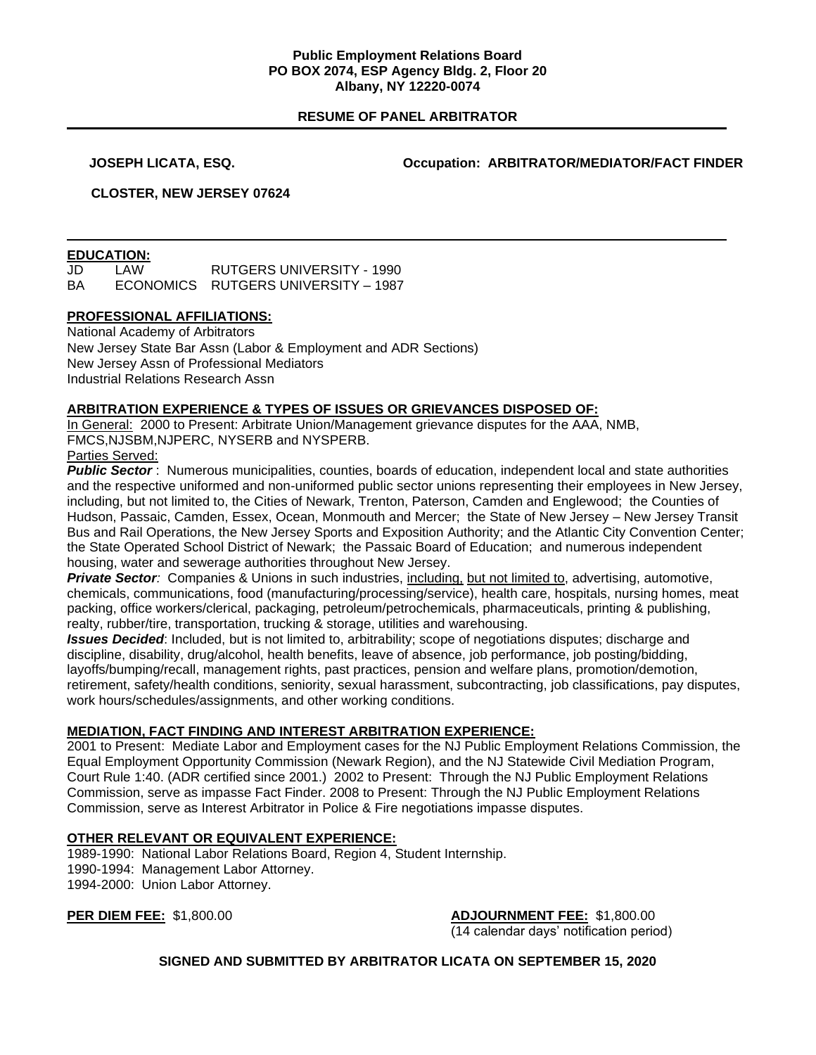**Public Employment Relations Board**
**PO BOX 2074, ESP Agency Bldg. 2, Floor 20**
**Albany, NY 12220-0074**

# RESUME OF PANEL ARBITRATOR

---

**JOSEPH LICATA, ESQ.** **Occupation: ARBITRATOR/MEDIATOR/FACT FINDER**

**CLOSTER, NEW JERSEY 07624**

---

## EDUCATION:

| | | |
|---|---|---|
| JD | LAW | RUTGERS UNIVERSITY - 1990 |
| BA | ECONOMICS | RUTGERS UNIVERSITY – 1987 |

## PROFESSIONAL AFFILIATIONS:

National Academy of Arbitrators
New Jersey State Bar Assn (Labor & Employment and ADR Sections)
New Jersey Assn of Professional Mediators
Industrial Relations Research Assn

## ARBITRATION EXPERIENCE & TYPES OF ISSUES OR GRIEVANCES DISPOSED OF:

In General: 2000 to Present: Arbitrate Union/Management grievance disputes for the AAA, NMB, FMCS,NJSBM,NJPERC, NYSERB and NYSPERB.

Parties Served:

***Public Sector*** : Numerous municipalities, counties, boards of education, independent local and state authorities and the respective uniformed and non-uniformed public sector unions representing their employees in New Jersey, including, but not limited to, the Cities of Newark, Trenton, Paterson, Camden and Englewood; the Counties of Hudson, Passaic, Camden, Essex, Ocean, Monmouth and Mercer; the State of New Jersey – New Jersey Transit Bus and Rail Operations, the New Jersey Sports and Exposition Authority; and the Atlantic City Convention Center; the State Operated School District of Newark; the Passaic Board of Education; and numerous independent housing, water and sewerage authorities throughout New Jersey.

***Private Sector**:* Companies & Unions in such industries, including, but not limited to, advertising, automotive, chemicals, communications, food (manufacturing/processing/service), health care, hospitals, nursing homes, meat packing, office workers/clerical, packaging, petroleum/petrochemicals, pharmaceuticals, printing & publishing, realty, rubber/tire, transportation, trucking & storage, utilities and warehousing.

***Issues Decided***: Included, but is not limited to, arbitrability; scope of negotiations disputes; discharge and discipline, disability, drug/alcohol, health benefits, leave of absence, job performance, job posting/bidding, layoffs/bumping/recall, management rights, past practices, pension and welfare plans, promotion/demotion, retirement, safety/health conditions, seniority, sexual harassment, subcontracting, job classifications, pay disputes, work hours/schedules/assignments, and other working conditions.

## MEDIATION, FACT FINDING AND INTEREST ARBITRATION EXPERIENCE:

2001 to Present: Mediate Labor and Employment cases for the NJ Public Employment Relations Commission, the Equal Employment Opportunity Commission (Newark Region), and the NJ Statewide Civil Mediation Program, Court Rule 1:40. (ADR certified since 2001.) 2002 to Present: Through the NJ Public Employment Relations Commission, serve as impasse Fact Finder. 2008 to Present: Through the NJ Public Employment Relations Commission, serve as Interest Arbitrator in Police & Fire negotiations impasse disputes.

## OTHER RELEVANT OR EQUIVALENT EXPERIENCE:

1989-1990: National Labor Relations Board, Region 4, Student Internship.
1990-1994: Management Labor Attorney.
1994-2000: Union Labor Attorney.

**PER DIEM FEE:** $1,800.00

**ADJOURNMENT FEE:** $1,800.00
(14 calendar days' notification period)

**SIGNED AND SUBMITTED BY ARBITRATOR LICATA ON SEPTEMBER 15, 2020**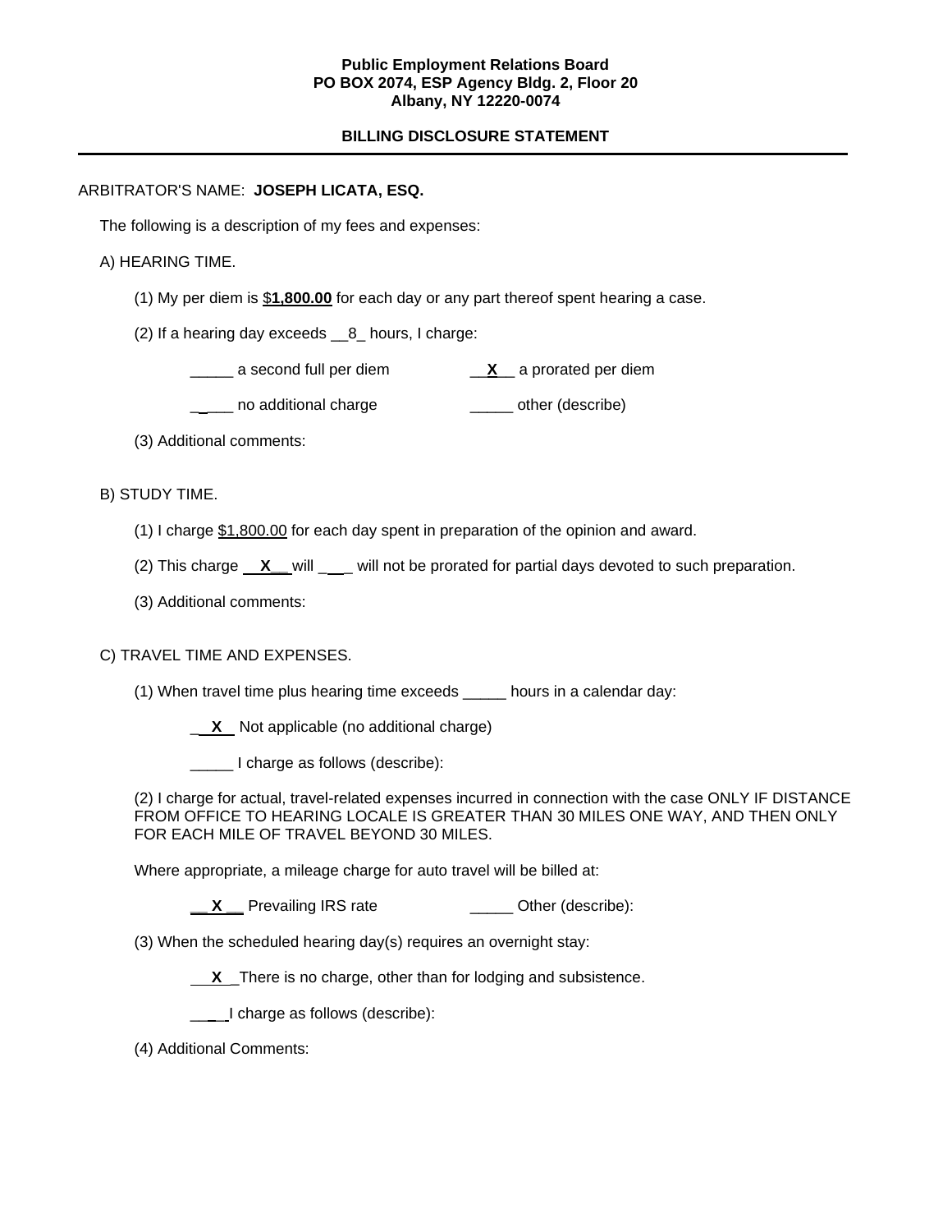**Public Employment Relations Board**
**PO BOX 2074, ESP Agency Bldg. 2, Floor 20**
**Albany, NY 12220-0074**

**BILLING DISCLOSURE STATEMENT**

---

ARBITRATOR'S NAME: **JOSEPH LICATA, ESQ.**

The following is a description of my fees and expenses:

A) HEARING TIME.

(1) My per diem is $**1,800.00** for each day or any part thereof spent hearing a case.

(2) If a hearing day exceeds __8_ hours, I charge:

_____ a second full per diem __**X**__ a prorated per diem

_____ no additional charge _____ other (describe)

(3) Additional comments:

B) STUDY TIME.

(1) I charge $1,800.00 for each day spent in preparation of the opinion and award.

(2) This charge __**X**__ will _____ will not be prorated for partial days devoted to such preparation.

(3) Additional comments:

C) TRAVEL TIME AND EXPENSES.

(1) When travel time plus hearing time exceeds _____ hours in a calendar day:

__**X**__ Not applicable (no additional charge)

_____ I charge as follows (describe):

(2) I charge for actual, travel-related expenses incurred in connection with the case ONLY IF DISTANCE FROM OFFICE TO HEARING LOCALE IS GREATER THAN 30 MILES ONE WAY, AND THEN ONLY FOR EACH MILE OF TRAVEL BEYOND 30 MILES.

Where appropriate, a mileage charge for auto travel will be billed at:

__**X**__ Prevailing IRS rate _____ Other (describe):

(3) When the scheduled hearing day(s) requires an overnight stay:

__**X**__ There is no charge, other than for lodging and subsistence.

_____ I charge as follows (describe):

(4) Additional Comments: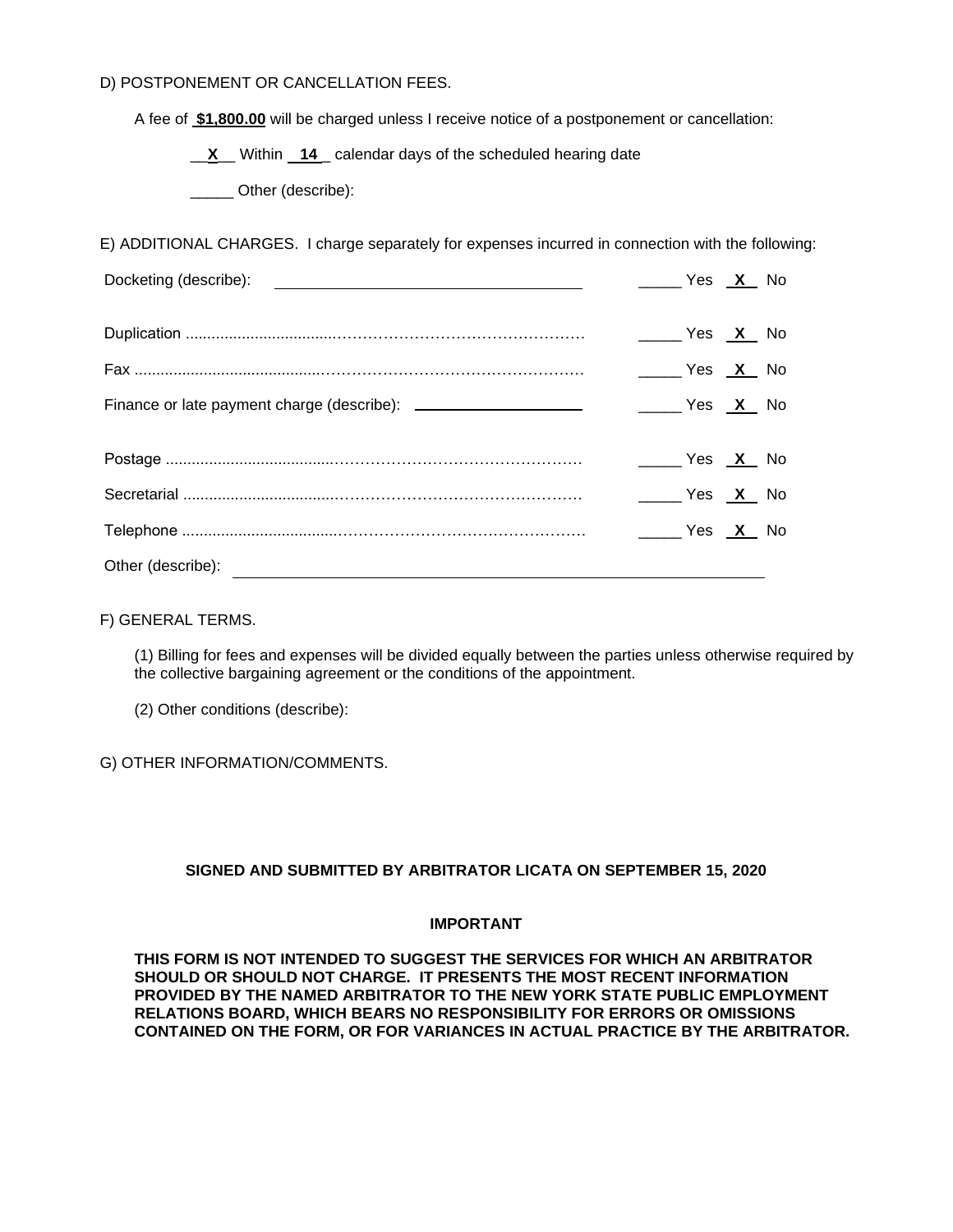D) POSTPONEMENT OR CANCELLATION FEES.

A fee of **$1,800.00** will be charged unless I receive notice of a postponement or cancellation:

__X__ Within __14__ calendar days of the scheduled hearing date

_____ Other (describe):

E) ADDITIONAL CHARGES. I charge separately for expenses incurred in connection with the following:

| | |
|---|---|
| Docketing (describe): ______________________ | _____ Yes __X__ No |
| Duplication ........................................................ | _____ Yes __X__ No |
| Fax ........................................................ | _____ Yes __X__ No |
| Finance or late payment charge (describe): ______________ | _____ Yes __X__ No |
| Postage ........................................................ | _____ Yes __X__ No |
| Secretarial ........................................................ | _____ Yes __X__ No |
| Telephone ........................................................ | _____ Yes __X__ No |
| Other (describe): ______________________________________ | |

F) GENERAL TERMS.

(1) Billing for fees and expenses will be divided equally between the parties unless otherwise required by the collective bargaining agreement or the conditions of the appointment.

(2) Other conditions (describe):

G) OTHER INFORMATION/COMMENTS.

**SIGNED AND SUBMITTED BY ARBITRATOR LICATA ON SEPTEMBER 15, 2020**

**IMPORTANT**

**THIS FORM IS NOT INTENDED TO SUGGEST THE SERVICES FOR WHICH AN ARBITRATOR SHOULD OR SHOULD NOT CHARGE. IT PRESENTS THE MOST RECENT INFORMATION PROVIDED BY THE NAMED ARBITRATOR TO THE NEW YORK STATE PUBLIC EMPLOYMENT RELATIONS BOARD, WHICH BEARS NO RESPONSIBILITY FOR ERRORS OR OMISSIONS CONTAINED ON THE FORM, OR FOR VARIANCES IN ACTUAL PRACTICE BY THE ARBITRATOR.**